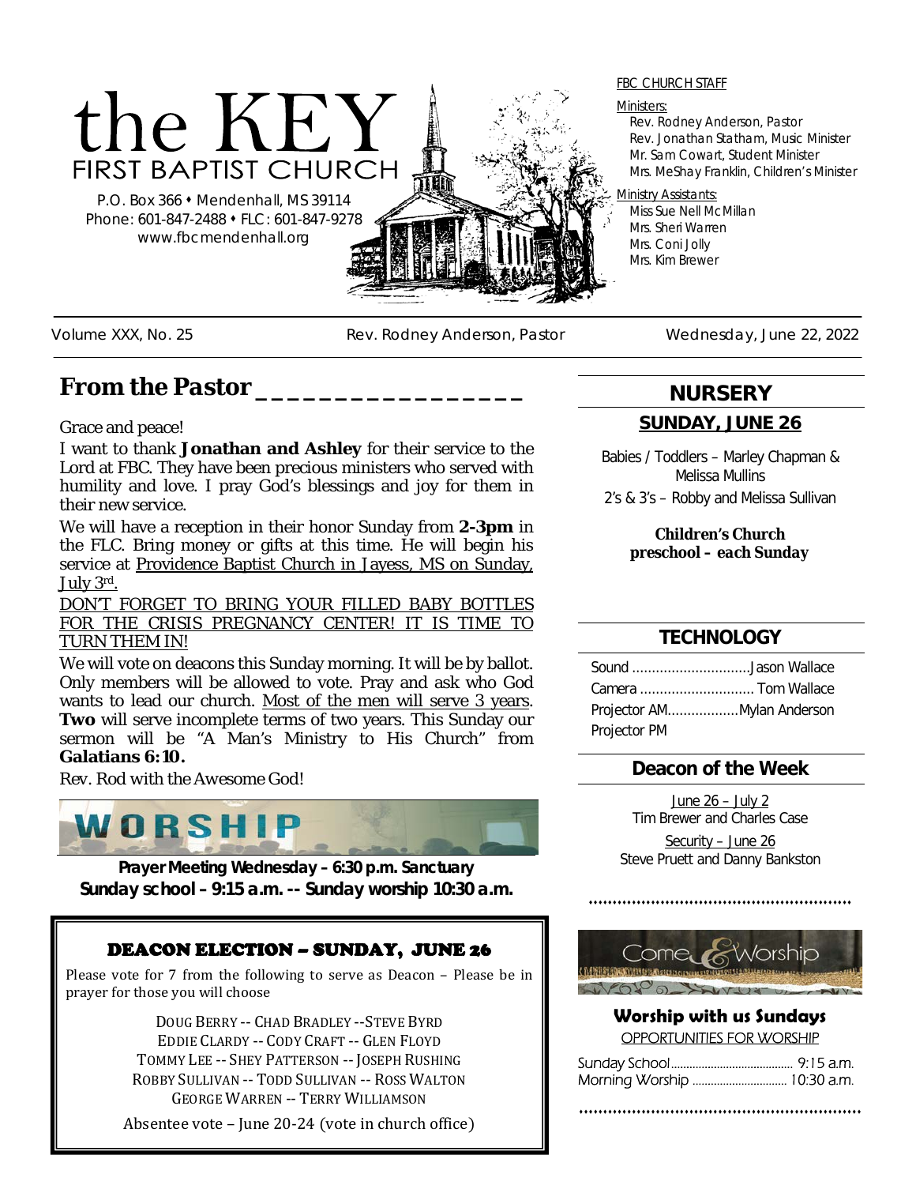# the KEY
## FIRST BAPTIST CHURCH

P.O. Box 366 • Mendenhall, MS 39114
Phone: 601-847-2488 • FLC: 601-847-9278
www.fbcmendenhall.org

FBC CHURCH STAFF

Ministers:
Rev. Rodney Anderson, Pastor
Rev. Jonathan Statham, Music Minister
Mr. Sam Cowart, Student Minister
Mrs. MeShay Franklin, Children's Minister

Ministry Assistants:
Miss Sue Nell McMillan
Mrs. Sheri Warren
Mrs. Coni Jolly
Mrs. Kim Brewer

Volume XXX, No. 25 | Rev. Rodney Anderson, Pastor | Wednesday, June 22, 2022

## From the Pastor

Grace and peace!

I want to thank **Jonathan and Ashley** for their service to the Lord at FBC. They have been precious ministers who served with humility and love. I pray God's blessings and joy for them in their new service.

We will have a reception in their honor Sunday from **2-3pm** in the FLC. Bring money or gifts at this time. He will begin his service at Providence Baptist Church in Jayess, MS on Sunday, July 3rd.

DON'T FORGET TO BRING YOUR FILLED BABY BOTTLES FOR THE CRISIS PREGNANCY CENTER! IT IS TIME TO TURN THEM IN!

We will vote on deacons this Sunday morning. It will be by ballot. Only members will be allowed to vote. Pray and ask who God wants to lead our church. Most of the men will serve 3 years. **Two** will serve incomplete terms of two years. This Sunday our sermon will be "A Man's Ministry to His Church" from **Galatians 6:10.**

Rev. Rod with the Awesome God!

## WORSHIP

**Prayer Meeting Wednesday – 6:30 p.m. Sanctuary**
**Sunday school – 9:15 a.m. -- Sunday worship 10:30 a.m.**

### DEACON ELECTION – SUNDAY, JUNE 26

Please vote for 7 from the following to serve as Deacon – Please be in prayer for those you will choose

DOUG BERRY -- CHAD BRADLEY --STEVE BYRD
EDDIE CLARDY -- CODY CRAFT -- GLEN FLOYD
TOMMY LEE -- SHEY PATTERSON -- JOSEPH RUSHING
ROBBY SULLIVAN -- TODD SULLIVAN -- ROSS WALTON
GEORGE WARREN -- TERRY WILLIAMSON

Absentee vote – June 20-24 (vote in church office)

## NURSERY

**SUNDAY, JUNE 26**

Babies / Toddlers – Marley Chapman & Melissa Mullins
2's & 3's – Robby and Melissa Sullivan

***Children's Church preschool – each Sunday***

## TECHNOLOGY

| | |
|---|---|
| Sound | Jason Wallace |
| Camera | Tom Wallace |
| Projector AM | Mylan Anderson |
| Projector PM | |

## Deacon of the Week

June 26 – July 2
Tim Brewer and Charles Case

Security – June 26
Steve Pruett and Danny Bankston

Come & Worship

**Worship with us Sundays**
OPPORTUNITIES FOR WORSHIP

Sunday School........ 9:15 a.m.
Morning Worship ........ 10:30 a.m.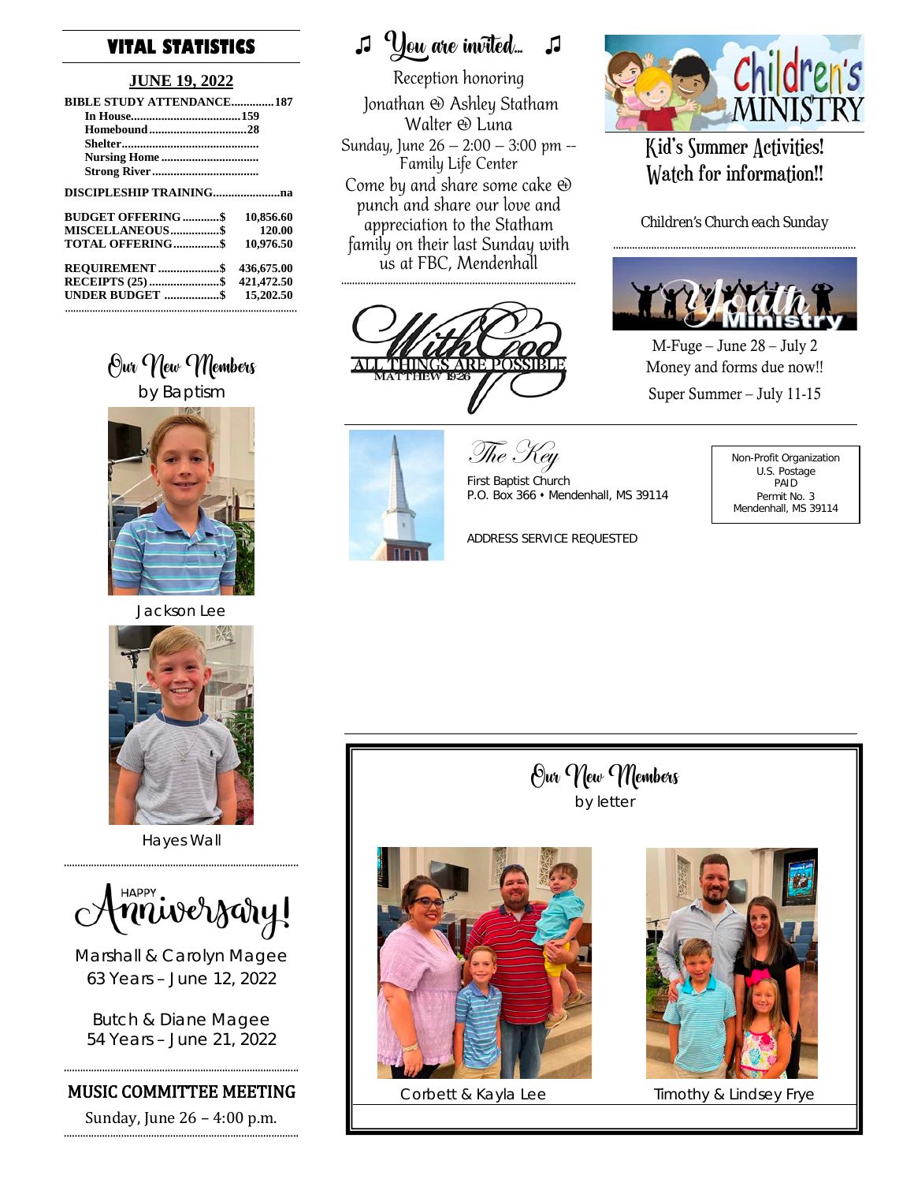## VITAL STATISTICS

**JUNE 19, 2022**

| | |
|---|---|
| **BIBLE STUDY ATTENDANCE** | **187** |
| **In House** | **159** |
| **Homebound** | **28** |
| **Shelter** | |
| **Nursing Home** | |
| **Strong River** | |
| **DISCIPLESHIP TRAINING** | **na** |
| **BUDGET OFFERING** | **$ 10,856.60** |
| **MISCELLANEOUS** | **$ 120.00** |
| **TOTAL OFFERING** | **$ 10,976.50** |
| **REQUIREMENT** | **$ 436,675.00** |
| **RECEIPTS (25)** | **$ 421,472.50** |
| **UNDER BUDGET** | **$ 15,202.50** |

## Our New Members

by Baptism

Jackson Lee

Hayes Wall

## HAPPY Anniversary!

Marshall & Carolyn Magee
63 Years – June 12, 2022

Butch & Diane Magee
54 Years – June 21, 2022

## MUSIC COMMITTEE MEETING

Sunday, June 26 – 4:00 p.m.

## ♫ You are invited… ♫

Reception honoring
Jonathan & Ashley Statham
Walter & Luna
Sunday, June 26 – 2:00 – 3:00 pm --
Family Life Center
Come by and share some cake & punch and share our love and appreciation to the Statham family on their last Sunday with us at FBC, Mendenhall

With God ALL THINGS ARE POSSIBLE
MATTHEW 19:26

## Children's MINISTRY

**Kid's Summer Activities!**
**Watch for information!!**

Children's Church each Sunday

## Youth Ministry

M-Fuge – June 28 – July 2
Money and forms due now!!
Super Summer – July 11-15

*The Key*
First Baptist Church
P.O. Box 366 • Mendenhall, MS 39114

ADDRESS SERVICE REQUESTED

Non-Profit Organization
U.S. Postage
PAID
Permit No. 3
Mendenhall, MS 39114

## Our New Members

by letter

Corbett & Kayla Lee

Timothy & Lindsey Frye